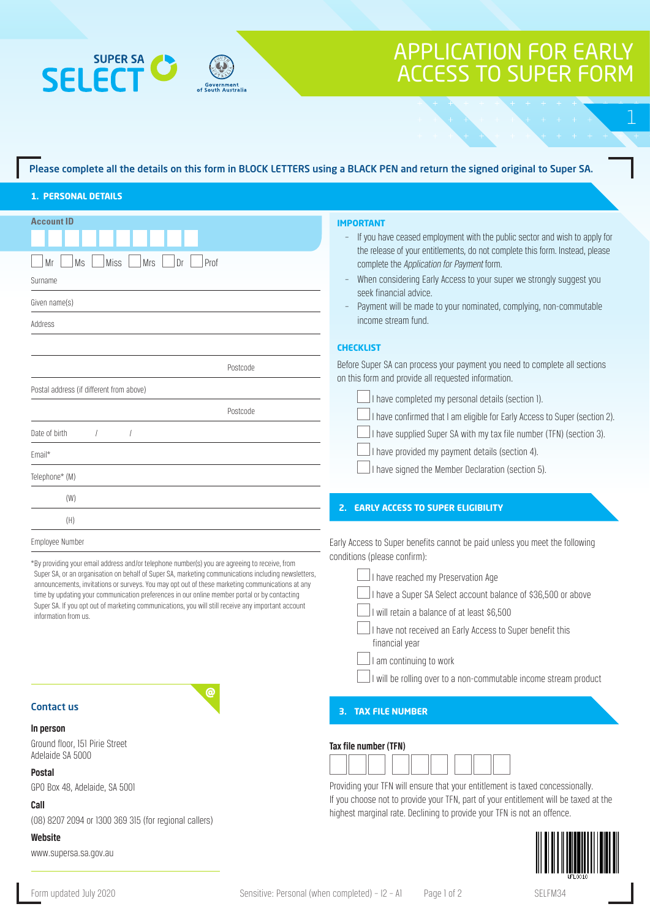# APPLICATION FOR EARLY ACCESS TO SUPER FORM

SUPER SA SELECT

Government of South Australia

**Please complete all the details on this form in BLOCK LETTERS using a BLACK PEN and return the signed original to Super SA.**

## 1. PERSONAL DETAILS

**Account ID**

☐ Mr ☐ Ms ☐ Miss ☐ Mrs ☐ Dr ☐ Prof

Surname

Given name(s)

Address

Postcode

Postal address (if different from above)

Postcode

Date of birth / /

Email*

Telephone* (M)

(W)

(H)

Employee Number

*By providing your email address and/or telephone number(s) you are agreeing to receive, from Super SA, or an organisation on behalf of Super SA, marketing communications including newsletters, announcements, invitations or surveys. You may opt out of these marketing communications at any time by updating your communication preferences in our online member portal or by contacting Super SA. If you opt out of marketing communications, you will still receive any important account information from us.

### Contact us

**In person**

Ground floor, 151 Pirie Street
Adelaide SA 5000

**Postal**

GPO Box 48, Adelaide, SA 5001

**Call**

(08) 8207 2094 or 1300 369 315 (for regional callers)

**Website**

www.supersa.sa.gov.au

### IMPORTANT

- If you have ceased employment with the public sector and wish to apply for the release of your entitlements, do not complete this form. Instead, please complete the *Application for Payment* form.
- When considering Early Access to your super we strongly suggest you seek financial advice.
- Payment will be made to your nominated, complying, non-commutable income stream fund.

### CHECKLIST

Before Super SA can process your payment you need to complete all sections on this form and provide all requested information.

☐ I have completed my personal details (section 1).

☐ I have confirmed that I am eligible for Early Access to Super (section 2).

☐ I have supplied Super SA with my tax file number (TFN) (section 3).

☐ I have provided my payment details (section 4).

☐ I have signed the Member Declaration (section 5).

## 2. EARLY ACCESS TO SUPER ELIGIBILITY

Early Access to Super benefits cannot be paid unless you meet the following conditions (please confirm):

☐ I have reached my Preservation Age

☐ I have a Super SA Select account balance of $36,500 or above

☐ I will retain a balance of at least $6,500

☐ I have not received an Early Access to Super benefit this financial year

☐ I am continuing to work

☐ I will be rolling over to a non-commutable income stream product

## 3. TAX FILE NUMBER

**Tax file number (TFN)**

Providing your TFN will ensure that your entitlement is taxed concessionally. If you choose not to provide your TFN, part of your entitlement will be taxed at the highest marginal rate. Declining to provide your TFN is not an offence.

Form updated July 2020 Sensitive: Personal (when completed) – I2 – A1 SELFM34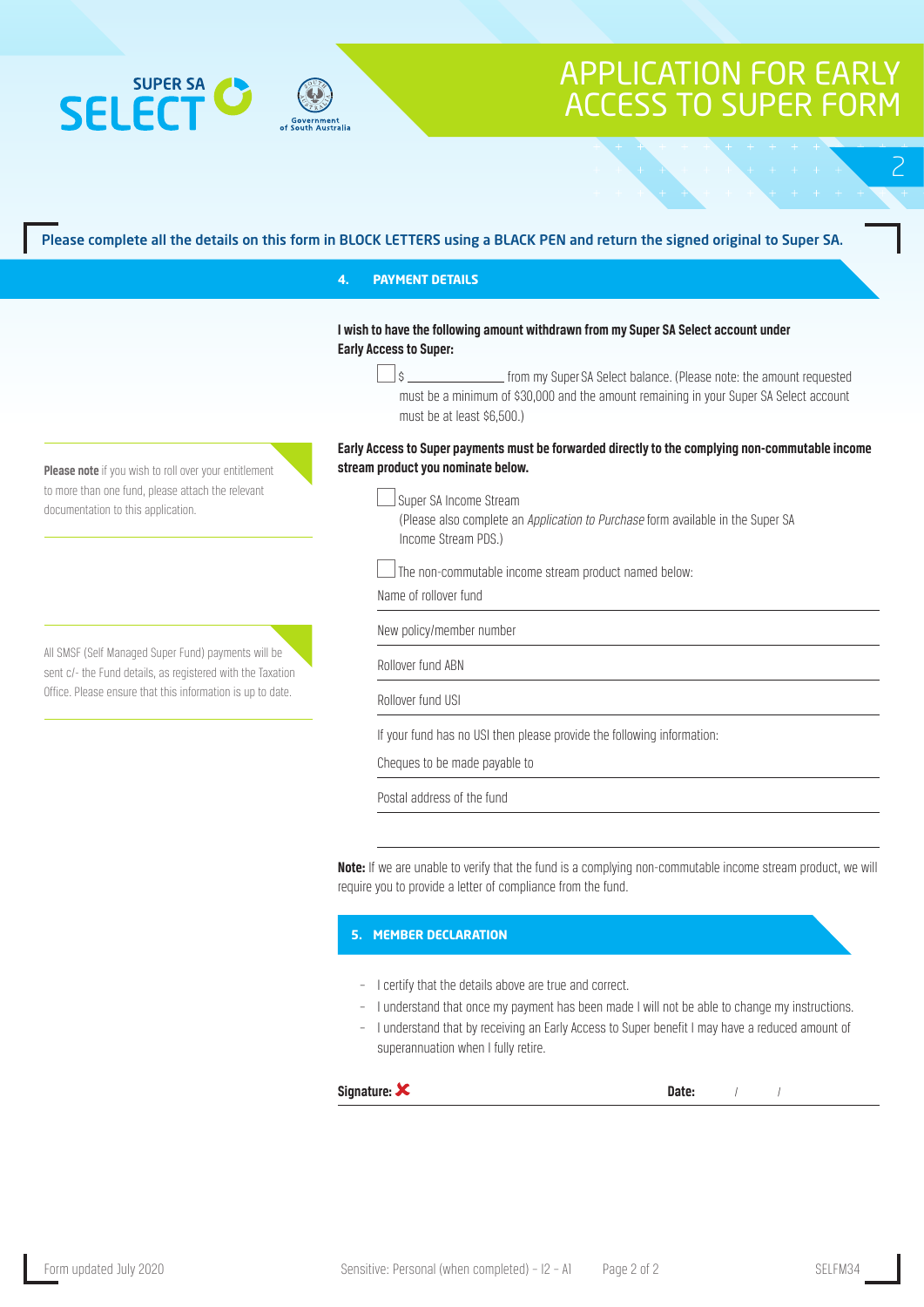# APPLICATION FOR EARLY ACCESS TO SUPER FORM

**Please complete all the details on this form in BLOCK LETTERS using a BLACK PEN and return the signed original to Super SA.**

## 4. PAYMENT DETAILS

**I wish to have the following amount withdrawn from my Super SA Select account under Early Access to Super:**

☐ $ ____________ from my Super SA Select balance. (Please note: the amount requested must be a minimum of $30,000 and the amount remaining in your Super SA Select account must be at least $6,500.)

**Please note** if you wish to roll over your entitlement to more than one fund, please attach the relevant documentation to this application.

**Early Access to Super payments must be forwarded directly to the complying non-commutable income stream product you nominate below.**

☐ Super SA Income Stream
(Please also complete an *Application to Purchase* form available in the Super SA Income Stream PDS.)

☐ The non-commutable income stream product named below:

Name of rollover fund ____________________

New policy/member number ____________________

Rollover fund ABN ____________________

Rollover fund USI ____________________

All SMSF (Self Managed Super Fund) payments will be sent c/- the Fund details, as registered with the Taxation Office. Please ensure that this information is up to date.

If your fund has no USI then please provide the following information:

Cheques to be made payable to ____________________

Postal address of the fund ____________________

____________________

**Note:** If we are unable to verify that the fund is a complying non-commutable income stream product, we will require you to provide a letter of compliance from the fund.

## 5. MEMBER DECLARATION

- I certify that the details above are true and correct.
- I understand that once my payment has been made I will not be able to change my instructions.
- I understand that by receiving an Early Access to Super benefit I may have a reduced amount of superannuation when I fully retire.

**Signature:** ✘ ____________________ **Date:** / /

Form updated July 2020 Sensitive: Personal (when completed) – I2 – A1 SELFM34